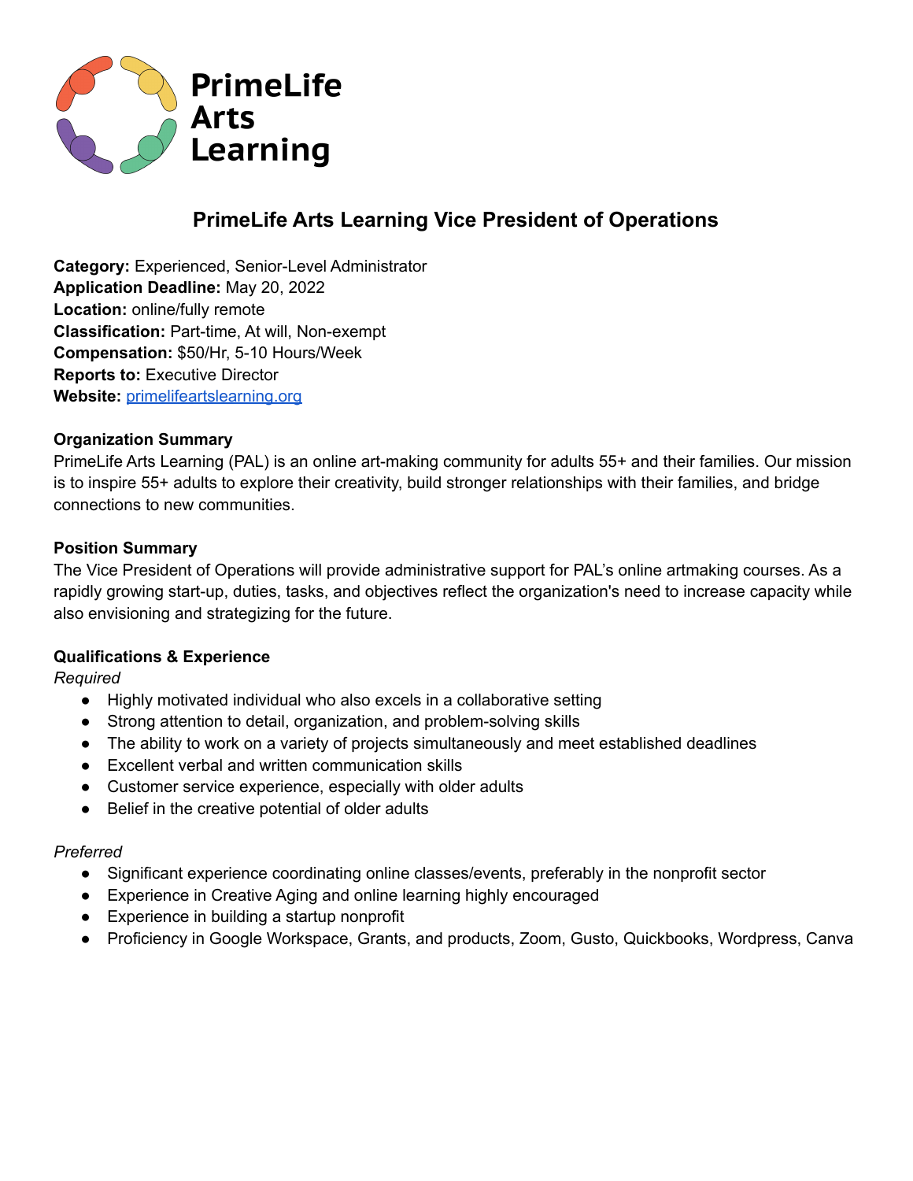PrimeLife Arts Learning

# PrimeLife Arts Learning Vice President of Operations

**Category:** Experienced, Senior-Level Administrator
**Application Deadline:** May 20, 2022
**Location:** online/fully remote
**Classification:** Part-time, At will, Non-exempt
**Compensation:** $50/Hr, 5-10 Hours/Week
**Reports to:** Executive Director
**Website:** [primelifeartslearning.org](primelifeartslearning.org)

## Organization Summary

PrimeLife Arts Learning (PAL) is an online art-making community for adults 55+ and their families. Our mission is to inspire 55+ adults to explore their creativity, build stronger relationships with their families, and bridge connections to new communities.

## Position Summary

The Vice President of Operations will provide administrative support for PAL's online artmaking courses. As a rapidly growing start-up, duties, tasks, and objectives reflect the organization's need to increase capacity while also envisioning and strategizing for the future.

## Qualifications & Experience

*Required*

- Highly motivated individual who also excels in a collaborative setting
- Strong attention to detail, organization, and problem-solving skills
- The ability to work on a variety of projects simultaneously and meet established deadlines
- Excellent verbal and written communication skills
- Customer service experience, especially with older adults
- Belief in the creative potential of older adults

*Preferred*

- Significant experience coordinating online classes/events, preferably in the nonprofit sector
- Experience in Creative Aging and online learning highly encouraged
- Experience in building a startup nonprofit
- Proficiency in Google Workspace, Grants, and products, Zoom, Gusto, Quickbooks, Wordpress, Canva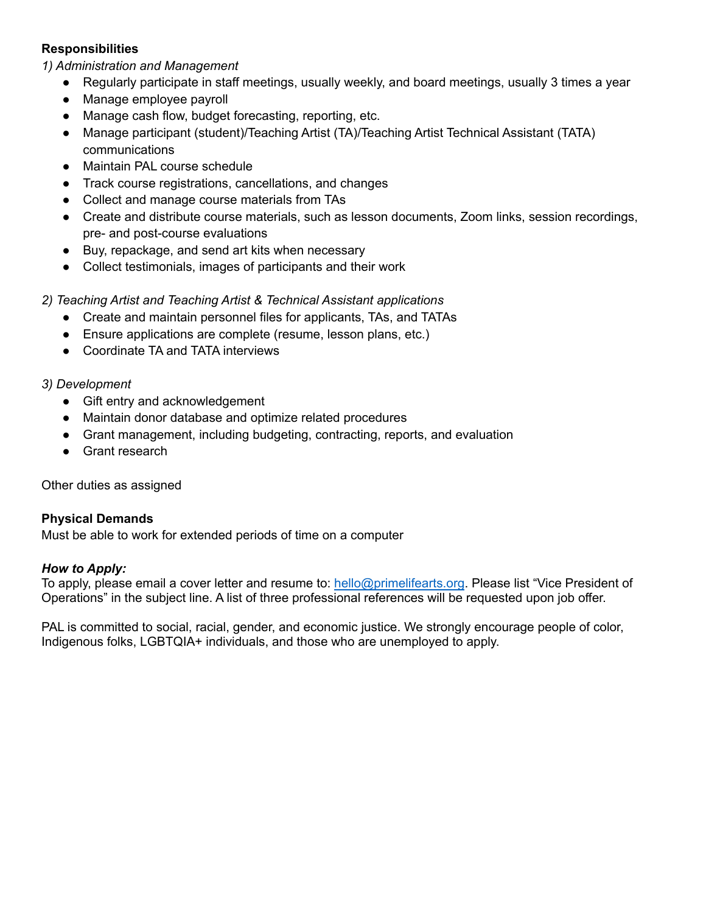**Responsibilities**

*1) Administration and Management*

- Regularly participate in staff meetings, usually weekly, and board meetings, usually 3 times a year
- Manage employee payroll
- Manage cash flow, budget forecasting, reporting, etc.
- Manage participant (student)/Teaching Artist (TA)/Teaching Artist Technical Assistant (TATA) communications
- Maintain PAL course schedule
- Track course registrations, cancellations, and changes
- Collect and manage course materials from TAs
- Create and distribute course materials, such as lesson documents, Zoom links, session recordings, pre- and post-course evaluations
- Buy, repackage, and send art kits when necessary
- Collect testimonials, images of participants and their work

*2) Teaching Artist and Teaching Artist & Technical Assistant applications*

- Create and maintain personnel files for applicants, TAs, and TATAs
- Ensure applications are complete (resume, lesson plans, etc.)
- Coordinate TA and TATA interviews

*3) Development*

- Gift entry and acknowledgement
- Maintain donor database and optimize related procedures
- Grant management, including budgeting, contracting, reports, and evaluation
- Grant research

Other duties as assigned

**Physical Demands**

Must be able to work for extended periods of time on a computer

***How to Apply:***

To apply, please email a cover letter and resume to: [hello@primelifearts.org](mailto:hello@primelifearts.org). Please list "Vice President of Operations" in the subject line. A list of three professional references will be requested upon job offer.

PAL is committed to social, racial, gender, and economic justice. We strongly encourage people of color, Indigenous folks, LGBTQIA+ individuals, and those who are unemployed to apply.